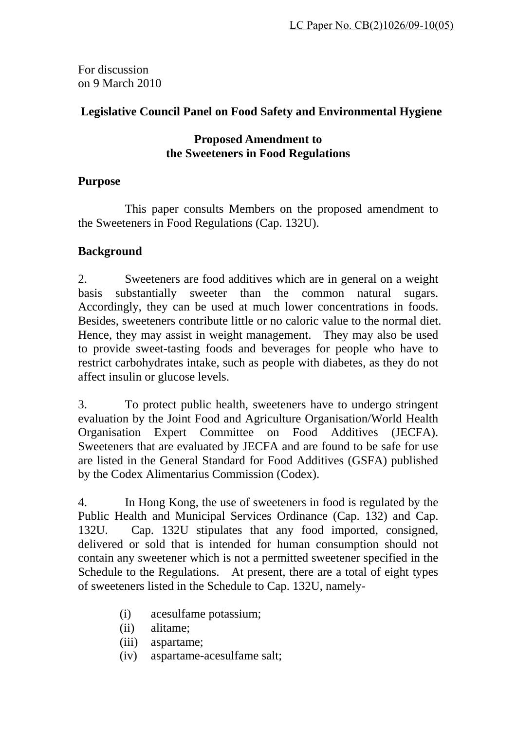LC Paper No. CB(2)1026/09-10(05)

For discussion
on 9 March 2010

# Legislative Council Panel on Food Safety and Environmental Hygiene

## Proposed Amendment to the Sweeteners in Food Regulations

### Purpose

This paper consults Members on the proposed amendment to the Sweeteners in Food Regulations (Cap. 132U).

### Background

2. Sweeteners are food additives which are in general on a weight basis substantially sweeter than the common natural sugars. Accordingly, they can be used at much lower concentrations in foods. Besides, sweeteners contribute little or no caloric value to the normal diet. Hence, they may assist in weight management. They may also be used to provide sweet-tasting foods and beverages for people who have to restrict carbohydrates intake, such as people with diabetes, as they do not affect insulin or glucose levels.

3. To protect public health, sweeteners have to undergo stringent evaluation by the Joint Food and Agriculture Organisation/World Health Organisation Expert Committee on Food Additives (JECFA). Sweeteners that are evaluated by JECFA and are found to be safe for use are listed in the General Standard for Food Additives (GSFA) published by the Codex Alimentarius Commission (Codex).

4. In Hong Kong, the use of sweeteners in food is regulated by the Public Health and Municipal Services Ordinance (Cap. 132) and Cap. 132U. Cap. 132U stipulates that any food imported, consigned, delivered or sold that is intended for human consumption should not contain any sweetener which is not a permitted sweetener specified in the Schedule to the Regulations. At present, there are a total of eight types of sweeteners listed in the Schedule to Cap. 132U, namely-

(i) acesulfame potassium;
(ii) alitame;
(iii) aspartame;
(iv) aspartame-acesulfame salt;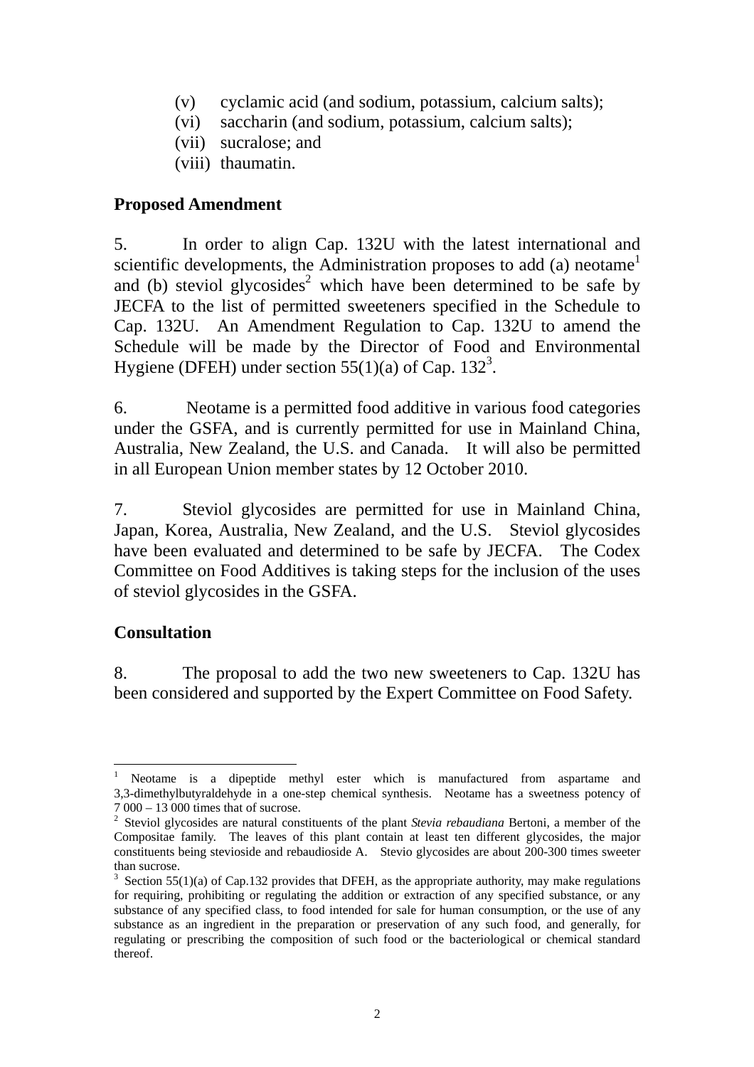(v) cyclamic acid (and sodium, potassium, calcium salts);
(vi) saccharin (and sodium, potassium, calcium salts);
(vii) sucralose; and
(viii) thaumatin.

**Proposed Amendment**

5. In order to align Cap. 132U with the latest international and scientific developments, the Administration proposes to add (a) neotame[1] and (b) steviol glycosides[2] which have been determined to be safe by JECFA to the list of permitted sweeteners specified in the Schedule to Cap. 132U. An Amendment Regulation to Cap. 132U to amend the Schedule will be made by the Director of Food and Environmental Hygiene (DFEH) under section 55(1)(a) of Cap. 132[3].

6. Neotame is a permitted food additive in various food categories under the GSFA, and is currently permitted for use in Mainland China, Australia, New Zealand, the U.S. and Canada. It will also be permitted in all European Union member states by 12 October 2010.

7. Steviol glycosides are permitted for use in Mainland China, Japan, Korea, Australia, New Zealand, and the U.S. Steviol glycosides have been evaluated and determined to be safe by JECFA. The Codex Committee on Food Additives is taking steps for the inclusion of the uses of steviol glycosides in the GSFA.

**Consultation**

8. The proposal to add the two new sweeteners to Cap. 132U has been considered and supported by the Expert Committee on Food Safety.

---

[1] Neotame is a dipeptide methyl ester which is manufactured from aspartame and 3,3-dimethylbutyraldehyde in a one-step chemical synthesis. Neotame has a sweetness potency of 7 000 – 13 000 times that of sucrose.

[2] Steviol glycosides are natural constituents of the plant *Stevia rebaudiana* Bertoni, a member of the Compositae family. The leaves of this plant contain at least ten different glycosides, the major constituents being stevioside and rebaudioside A. Stevio glycosides are about 200-300 times sweeter than sucrose.

[3] Section 55(1)(a) of Cap.132 provides that DFEH, as the appropriate authority, may make regulations for requiring, prohibiting or regulating the addition or extraction of any specified substance, or any substance of any specified class, to food intended for sale for human consumption, or the use of any substance as an ingredient in the preparation or preservation of any such food, and generally, for regulating or prescribing the composition of such food or the bacteriological or chemical standard thereof.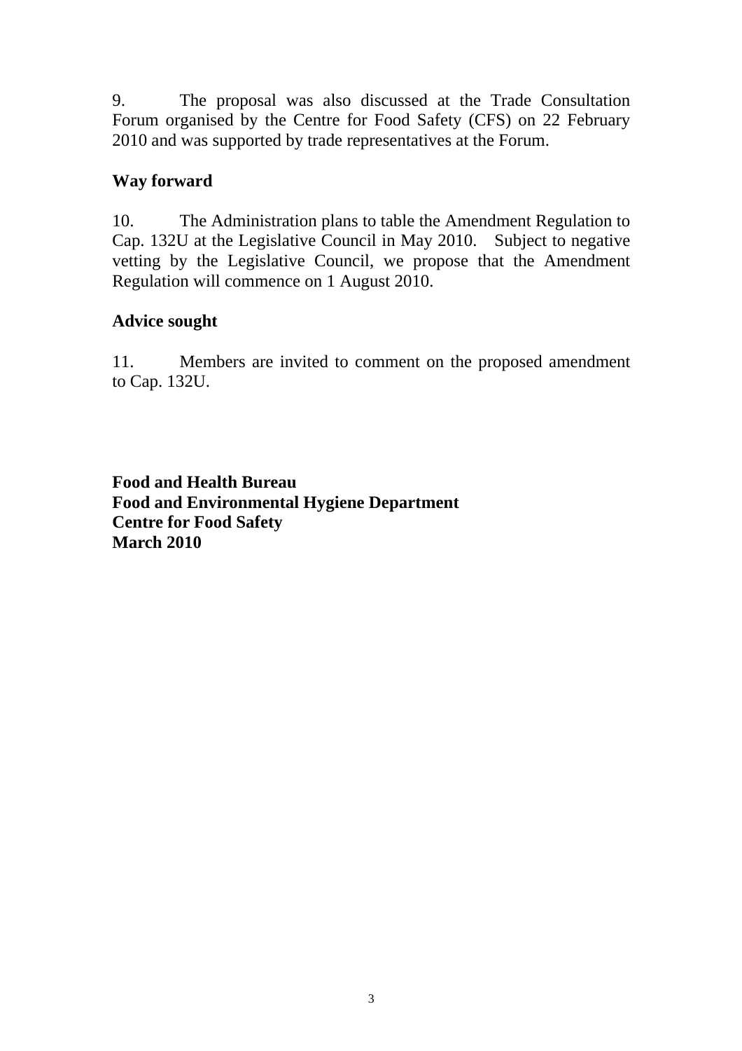9. The proposal was also discussed at the Trade Consultation Forum organised by the Centre for Food Safety (CFS) on 22 February 2010 and was supported by trade representatives at the Forum.

**Way forward**

10. The Administration plans to table the Amendment Regulation to Cap. 132U at the Legislative Council in May 2010. Subject to negative vetting by the Legislative Council, we propose that the Amendment Regulation will commence on 1 August 2010.

**Advice sought**

11. Members are invited to comment on the proposed amendment to Cap. 132U.

**Food and Health Bureau**
**Food and Environmental Hygiene Department**
**Centre for Food Safety**
**March 2010**